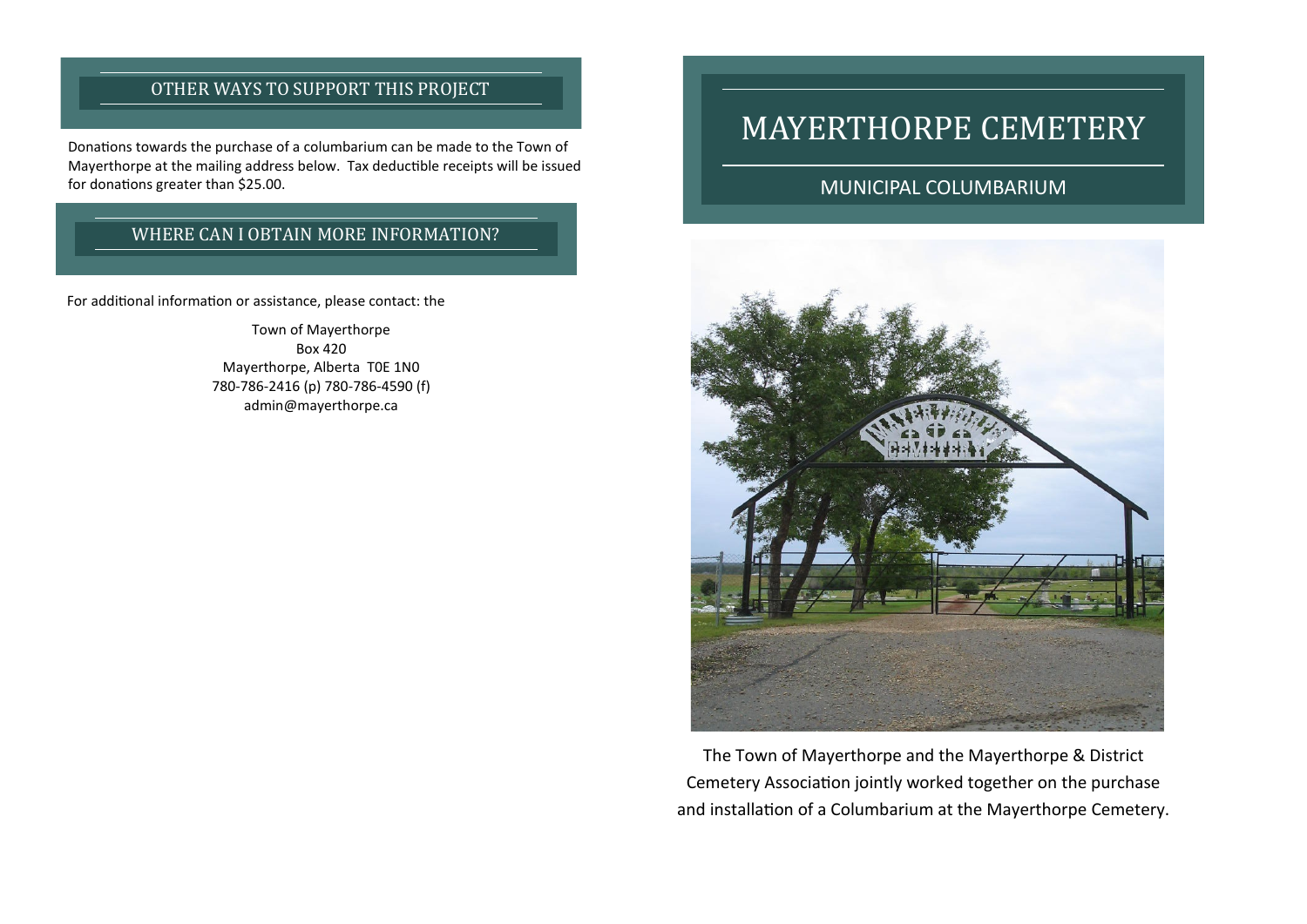# MAYERTHORPE CEMETERY

## MUNICIPAL COLUMBARIUM

The Town of Mayerthorpe and the Mayerthorpe & District Cemetery Association jointly worked together on the purchase and installation of a Columbarium at the Mayerthorpe Cemetery.

## OTHER WAYS TO SUPPORT THIS PROJECT

Donations towards the purchase of a columbarium can be made to the Town of Mayerthorpe at the mailing address below. Tax deductible receipts will be issued for donations greater than $25.00.

## WHERE CAN I OBTAIN MORE INFORMATION?

For additional information or assistance, please contact: the

Town of Mayerthorpe
Box 420
Mayerthorpe, Alberta T0E 1N0
780-786-2416 (p) 780-786-4590 (f)
admin@mayerthorpe.ca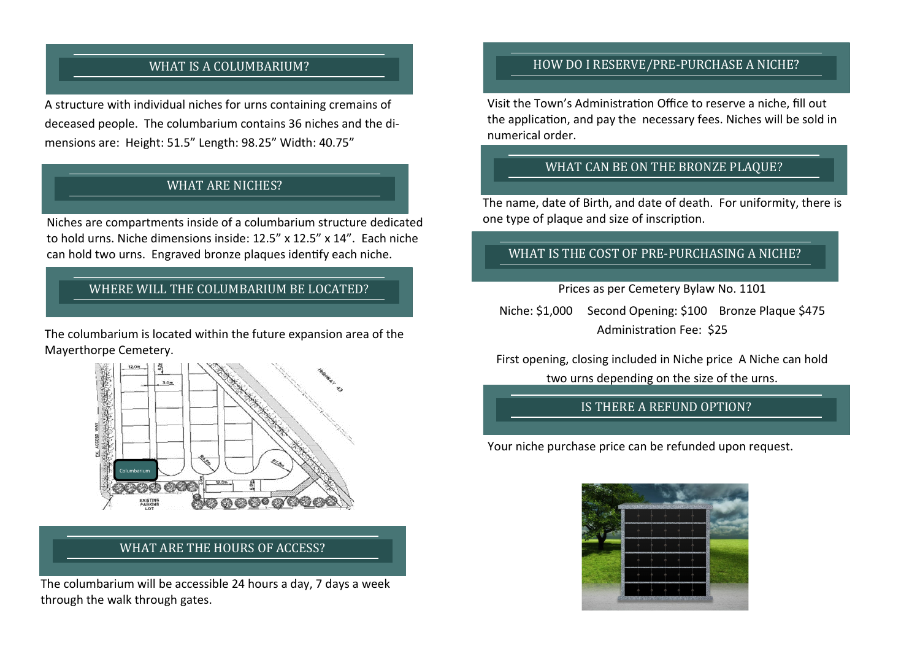## WHAT IS A COLUMBARIUM?

A structure with individual niches for urns containing cremains of deceased people. The columbarium contains 36 niches and the dimensions are: Height: 51.5” Length: 98.25” Width: 40.75”

## WHAT ARE NICHES?

Niches are compartments inside of a columbarium structure dedicated to hold urns. Niche dimensions inside: 12.5” x 12.5” x 14”. Each niche can hold two urns. Engraved bronze plaques identify each niche.

## WHERE WILL THE COLUMBARIUM BE LOCATED?

The columbarium is located within the future expansion area of the Mayerthorpe Cemetery.

Columbarium

EXISTING PARKING LOT

HIGHWAY 43

EX. ACCESS WAY

## WHAT ARE THE HOURS OF ACCESS?

The columbarium will be accessible 24 hours a day, 7 days a week through the walk through gates.

## HOW DO I RESERVE/PRE-PURCHASE A NICHE?

Visit the Town’s Administration Office to reserve a niche, fill out the application, and pay the necessary fees. Niches will be sold in numerical order.

## WHAT CAN BE ON THE BRONZE PLAQUE?

The name, date of Birth, and date of death. For uniformity, there is one type of plaque and size of inscription.

## WHAT IS THE COST OF PRE-PURCHASING A NICHE?

Prices as per Cemetery Bylaw No. 1101

Niche: $1,000 Second Opening: $100 Bronze Plaque $475

Administration Fee: $25

First opening, closing included in Niche price A Niche can hold two urns depending on the size of the urns.

## IS THERE A REFUND OPTION?

Your niche purchase price can be refunded upon request.